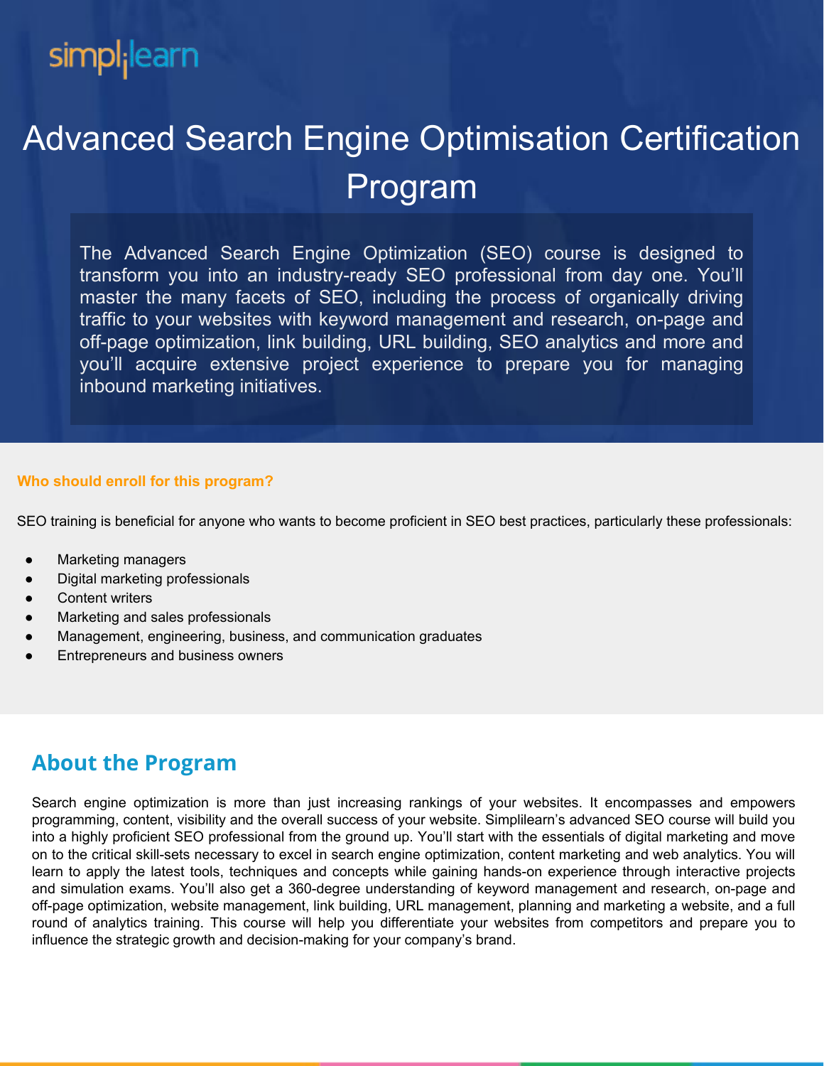simplilearn

# Advanced Search Engine Optimisation Certification Program

The Advanced Search Engine Optimization (SEO) course is designed to transform you into an industry-ready SEO professional from day one. You'll master the many facets of SEO, including the process of organically driving traffic to your websites with keyword management and research, on-page and off-page optimization, link building, URL building, SEO analytics and more and you'll acquire extensive project experience to prepare you for managing inbound marketing initiatives.

**Who should enroll for this program?**

SEO training is beneficial for anyone who wants to become proficient in SEO best practices, particularly these professionals:

- Marketing managers
- Digital marketing professionals
- Content writers
- Marketing and sales professionals
- Management, engineering, business, and communication graduates
- Entrepreneurs and business owners

## About the Program

Search engine optimization is more than just increasing rankings of your websites. It encompasses and empowers programming, content, visibility and the overall success of your website. Simplilearn's advanced SEO course will build you into a highly proficient SEO professional from the ground up. You'll start with the essentials of digital marketing and move on to the critical skill-sets necessary to excel in search engine optimization, content marketing and web analytics. You will learn to apply the latest tools, techniques and concepts while gaining hands-on experience through interactive projects and simulation exams. You'll also get a 360-degree understanding of keyword management and research, on-page and off-page optimization, website management, link building, URL management, planning and marketing a website, and a full round of analytics training. This course will help you differentiate your websites from competitors and prepare you to influence the strategic growth and decision-making for your company's brand.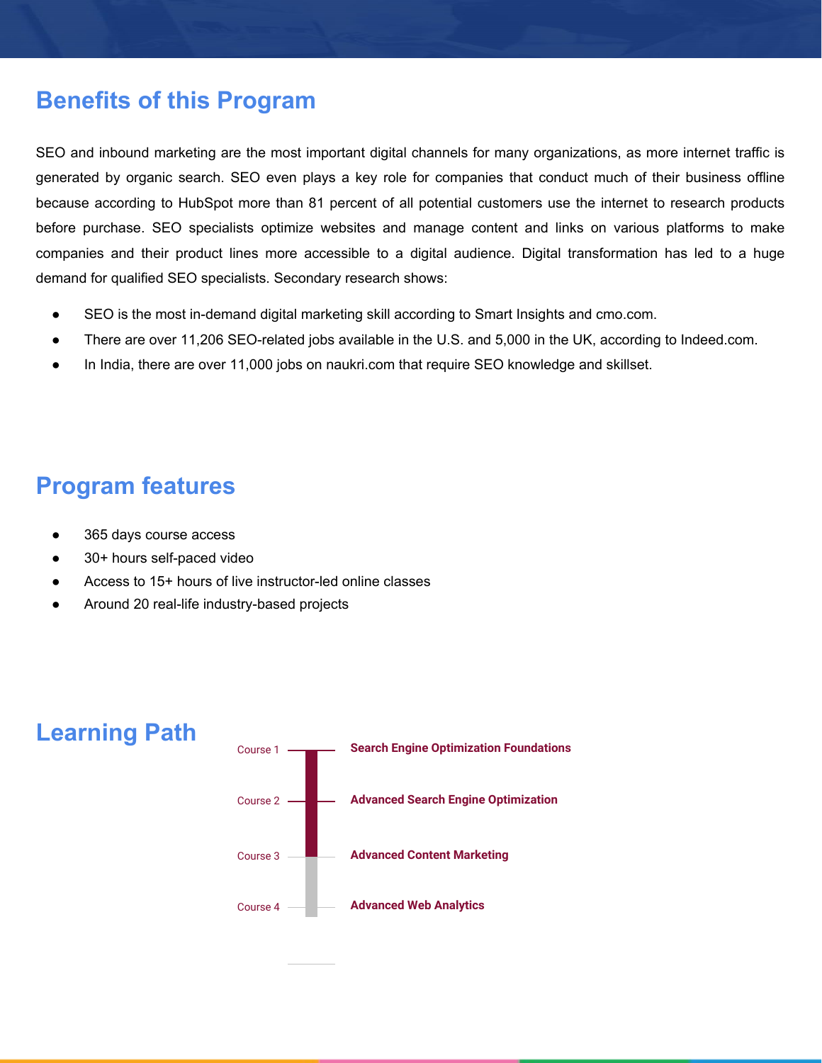## Benefits of this Program

SEO and inbound marketing are the most important digital channels for many organizations, as more internet traffic is generated by organic search. SEO even plays a key role for companies that conduct much of their business offline because according to HubSpot more than 81 percent of all potential customers use the internet to research products before purchase. SEO specialists optimize websites and manage content and links on various platforms to make companies and their product lines more accessible to a digital audience. Digital transformation has led to a huge demand for qualified SEO specialists. Secondary research shows:

- SEO is the most in-demand digital marketing skill according to Smart Insights and cmo.com.
- There are over 11,206 SEO-related jobs available in the U.S. and 5,000 in the UK, according to Indeed.com.
- In India, there are over 11,000 jobs on naukri.com that require SEO knowledge and skillset.

## Program features

- 365 days course access
- 30+ hours self-paced video
- Access to 15+ hours of live instructor-led online classes
- Around 20 real-life industry-based projects

## Learning Path

- Course 1 — **Search Engine Optimization Foundations**
- Course 2 — **Advanced Search Engine Optimization**
- Course 3 — **Advanced Content Marketing**
- Course 4 — **Advanced Web Analytics**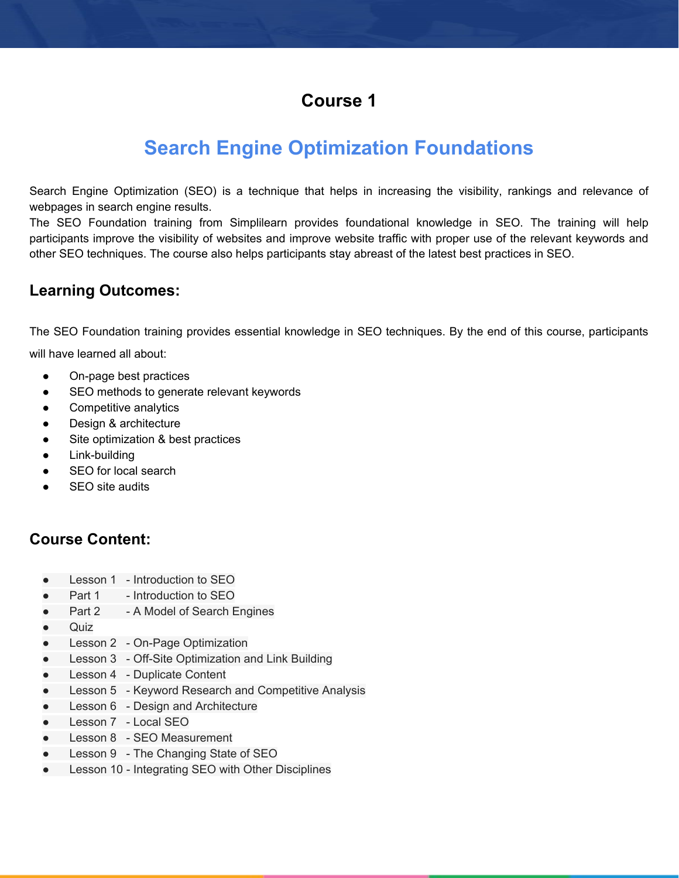## Course 1

# Search Engine Optimization Foundations

Search Engine Optimization (SEO) is a technique that helps in increasing the visibility, rankings and relevance of webpages in search engine results.
The SEO Foundation training from Simplilearn provides foundational knowledge in SEO. The training will help participants improve the visibility of websites and improve website traffic with proper use of the relevant keywords and other SEO techniques. The course also helps participants stay abreast of the latest best practices in SEO.

### Learning Outcomes:

The SEO Foundation training provides essential knowledge in SEO techniques. By the end of this course, participants will have learned all about:

- On-page best practices
- SEO methods to generate relevant keywords
- Competitive analytics
- Design & architecture
- Site optimization & best practices
- Link-building
- SEO for local search
- SEO site audits

### Course Content:

- Lesson 1 - Introduction to SEO
- Part 1 - Introduction to SEO
- Part 2 - A Model of Search Engines
- Quiz
- Lesson 2 - On-Page Optimization
- Lesson 3 - Off-Site Optimization and Link Building
- Lesson 4 - Duplicate Content
- Lesson 5 - Keyword Research and Competitive Analysis
- Lesson 6 - Design and Architecture
- Lesson 7 - Local SEO
- Lesson 8 - SEO Measurement
- Lesson 9 - The Changing State of SEO
- Lesson 10 - Integrating SEO with Other Disciplines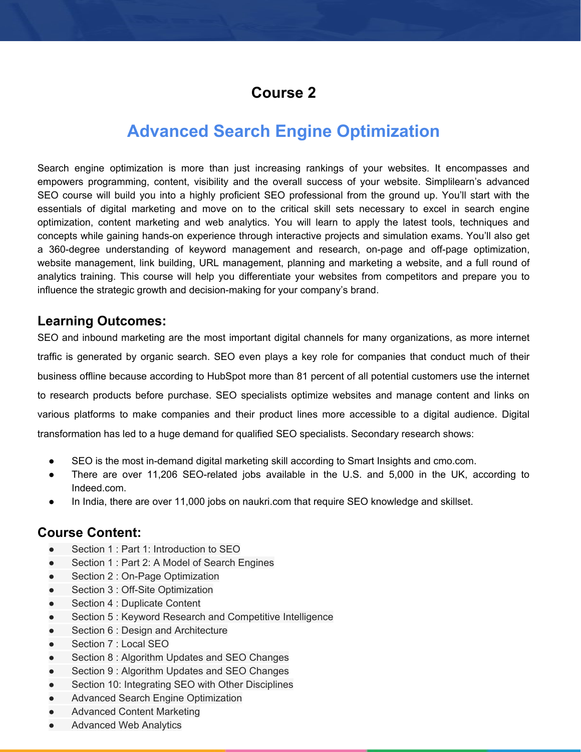## Course 2

# Advanced Search Engine Optimization

Search engine optimization is more than just increasing rankings of your websites. It encompasses and empowers programming, content, visibility and the overall success of your website. Simplilearn's advanced SEO course will build you into a highly proficient SEO professional from the ground up. You'll start with the essentials of digital marketing and move on to the critical skill sets necessary to excel in search engine optimization, content marketing and web analytics. You will learn to apply the latest tools, techniques and concepts while gaining hands-on experience through interactive projects and simulation exams. You'll also get a 360-degree understanding of keyword management and research, on-page and off-page optimization, website management, link building, URL management, planning and marketing a website, and a full round of analytics training. This course will help you differentiate your websites from competitors and prepare you to influence the strategic growth and decision-making for your company's brand.

### Learning Outcomes:

SEO and inbound marketing are the most important digital channels for many organizations, as more internet traffic is generated by organic search. SEO even plays a key role for companies that conduct much of their business offline because according to HubSpot more than 81 percent of all potential customers use the internet to research products before purchase. SEO specialists optimize websites and manage content and links on various platforms to make companies and their product lines more accessible to a digital audience. Digital transformation has led to a huge demand for qualified SEO specialists. Secondary research shows:

- SEO is the most in-demand digital marketing skill according to Smart Insights and cmo.com.
- There are over 11,206 SEO-related jobs available in the U.S. and 5,000 in the UK, according to Indeed.com.
- In India, there are over 11,000 jobs on naukri.com that require SEO knowledge and skillset.

### Course Content:

- Section 1 : Part 1: Introduction to SEO
- Section 1 : Part 2: A Model of Search Engines
- Section 2 : On-Page Optimization
- Section 3 : Off-Site Optimization
- Section 4 : Duplicate Content
- Section 5 : Keyword Research and Competitive Intelligence
- Section 6 : Design and Architecture
- Section 7 : Local SEO
- Section 8 : Algorithm Updates and SEO Changes
- Section 9 : Algorithm Updates and SEO Changes
- Section 10: Integrating SEO with Other Disciplines
- Advanced Search Engine Optimization
- Advanced Content Marketing
- Advanced Web Analytics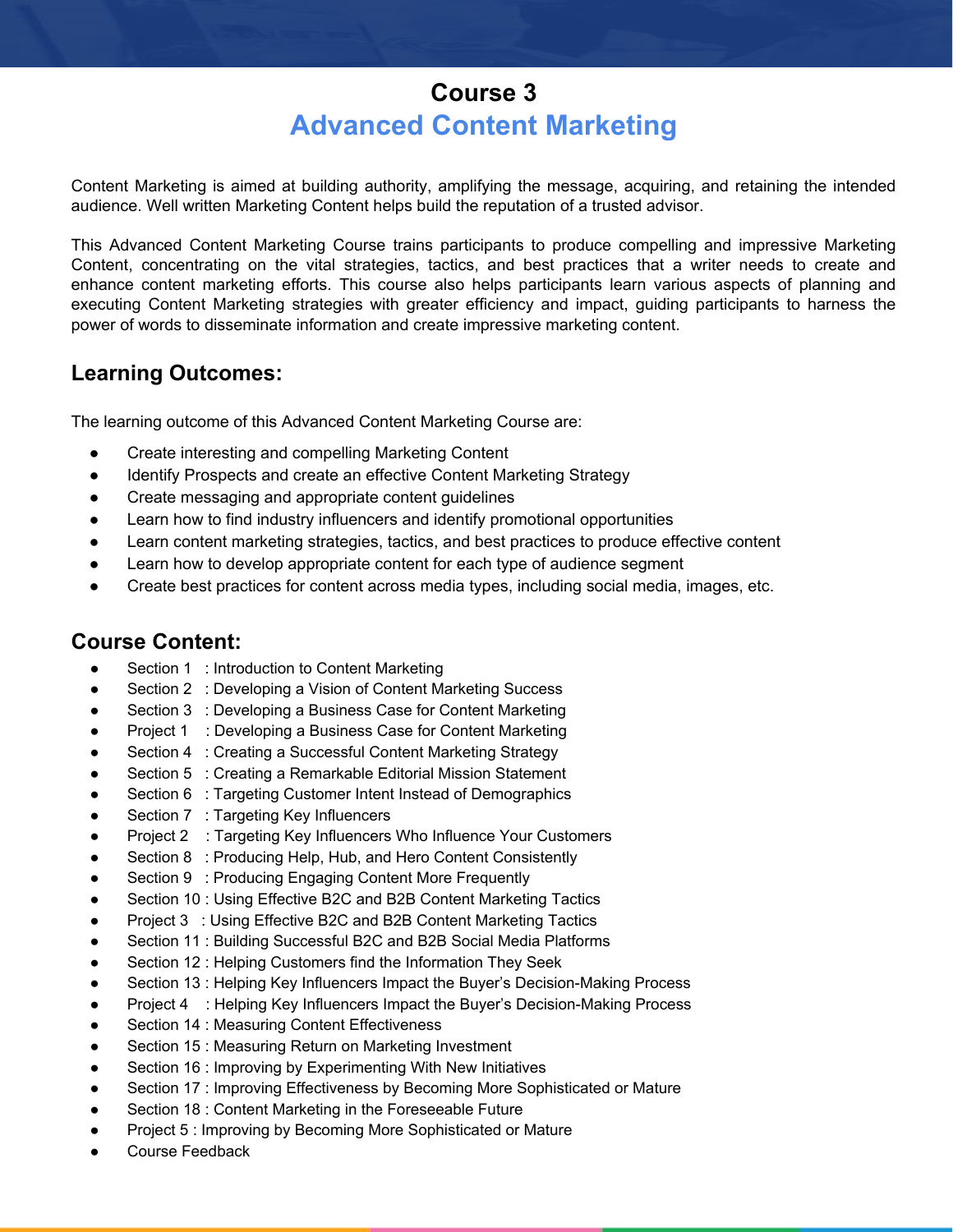# Course 3
# Advanced Content Marketing

Content Marketing is aimed at building authority, amplifying the message, acquiring, and retaining the intended audience. Well written Marketing Content helps build the reputation of a trusted advisor.

This Advanced Content Marketing Course trains participants to produce compelling and impressive Marketing Content, concentrating on the vital strategies, tactics, and best practices that a writer needs to create and enhance content marketing efforts. This course also helps participants learn various aspects of planning and executing Content Marketing strategies with greater efficiency and impact, guiding participants to harness the power of words to disseminate information and create impressive marketing content.

## Learning Outcomes:

The learning outcome of this Advanced Content Marketing Course are:

- Create interesting and compelling Marketing Content
- Identify Prospects and create an effective Content Marketing Strategy
- Create messaging and appropriate content guidelines
- Learn how to find industry influencers and identify promotional opportunities
- Learn content marketing strategies, tactics, and best practices to produce effective content
- Learn how to develop appropriate content for each type of audience segment
- Create best practices for content across media types, including social media, images, etc.

## Course Content:

- Section 1 : Introduction to Content Marketing
- Section 2 : Developing a Vision of Content Marketing Success
- Section 3 : Developing a Business Case for Content Marketing
- Project 1 : Developing a Business Case for Content Marketing
- Section 4 : Creating a Successful Content Marketing Strategy
- Section 5 : Creating a Remarkable Editorial Mission Statement
- Section 6 : Targeting Customer Intent Instead of Demographics
- Section 7 : Targeting Key Influencers
- Project 2 : Targeting Key Influencers Who Influence Your Customers
- Section 8 : Producing Help, Hub, and Hero Content Consistently
- Section 9 : Producing Engaging Content More Frequently
- Section 10 : Using Effective B2C and B2B Content Marketing Tactics
- Project 3 : Using Effective B2C and B2B Content Marketing Tactics
- Section 11 : Building Successful B2C and B2B Social Media Platforms
- Section 12 : Helping Customers find the Information They Seek
- Section 13 : Helping Key Influencers Impact the Buyer's Decision-Making Process
- Project 4 : Helping Key Influencers Impact the Buyer's Decision-Making Process
- Section 14 : Measuring Content Effectiveness
- Section 15 : Measuring Return on Marketing Investment
- Section 16 : Improving by Experimenting With New Initiatives
- Section 17 : Improving Effectiveness by Becoming More Sophisticated or Mature
- Section 18 : Content Marketing in the Foreseeable Future
- Project 5 : Improving by Becoming More Sophisticated or Mature
- Course Feedback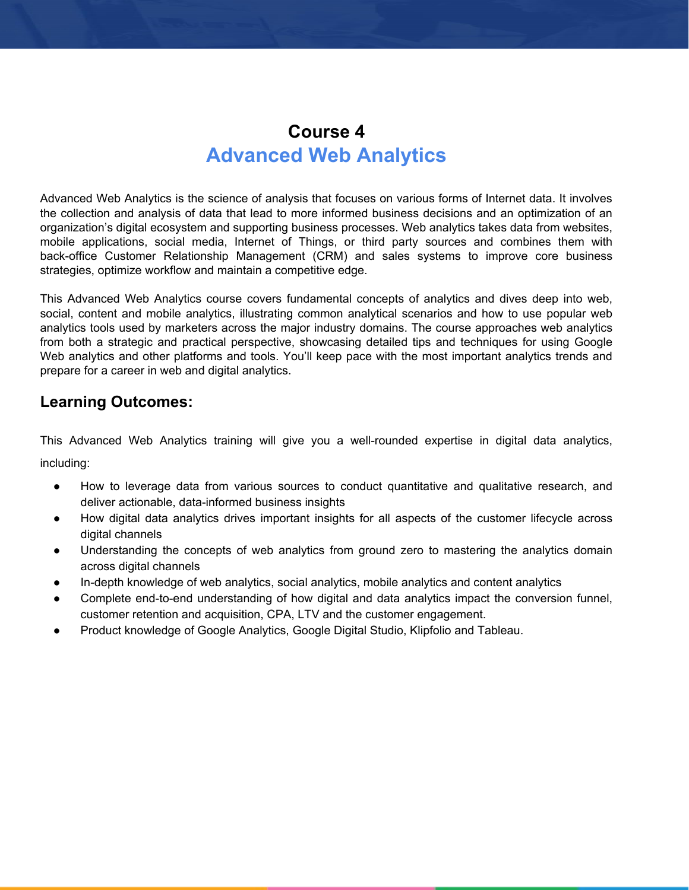# Course 4
## Advanced Web Analytics

Advanced Web Analytics is the science of analysis that focuses on various forms of Internet data. It involves the collection and analysis of data that lead to more informed business decisions and an optimization of an organization's digital ecosystem and supporting business processes. Web analytics takes data from websites, mobile applications, social media, Internet of Things, or third party sources and combines them with back-office Customer Relationship Management (CRM) and sales systems to improve core business strategies, optimize workflow and maintain a competitive edge.

This Advanced Web Analytics course covers fundamental concepts of analytics and dives deep into web, social, content and mobile analytics, illustrating common analytical scenarios and how to use popular web analytics tools used by marketers across the major industry domains. The course approaches web analytics from both a strategic and practical perspective, showcasing detailed tips and techniques for using Google Web analytics and other platforms and tools. You'll keep pace with the most important analytics trends and prepare for a career in web and digital analytics.

## Learning Outcomes:

This Advanced Web Analytics training will give you a well-rounded expertise in digital data analytics, including:

- How to leverage data from various sources to conduct quantitative and qualitative research, and deliver actionable, data-informed business insights
- How digital data analytics drives important insights for all aspects of the customer lifecycle across digital channels
- Understanding the concepts of web analytics from ground zero to mastering the analytics domain across digital channels
- In-depth knowledge of web analytics, social analytics, mobile analytics and content analytics
- Complete end-to-end understanding of how digital and data analytics impact the conversion funnel, customer retention and acquisition, CPA, LTV and the customer engagement.
- Product knowledge of Google Analytics, Google Digital Studio, Klipfolio and Tableau.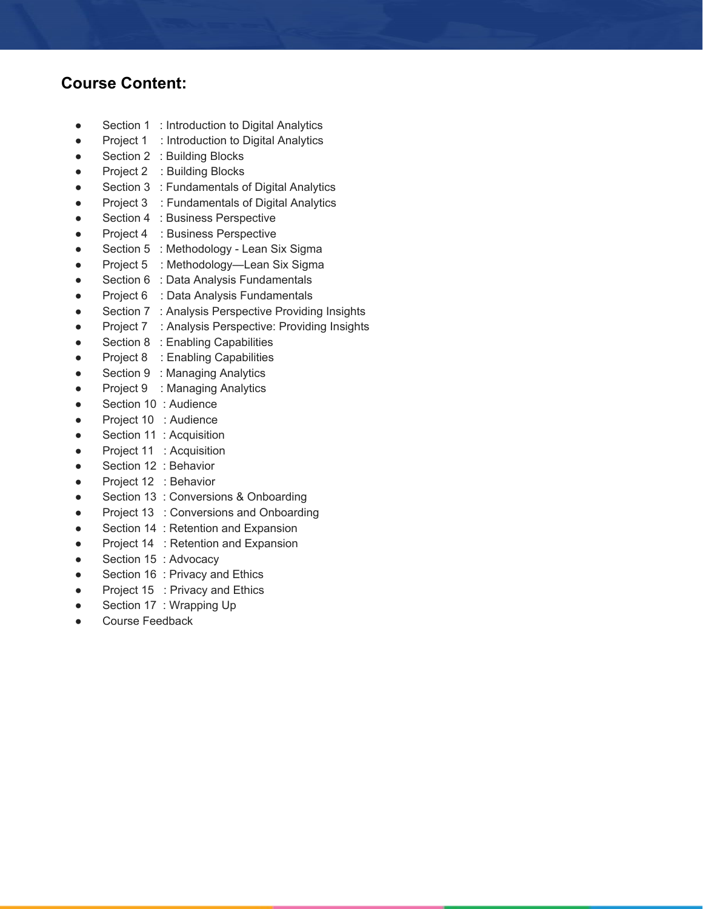## Course Content:

- Section 1 : Introduction to Digital Analytics
- Project 1 : Introduction to Digital Analytics
- Section 2 : Building Blocks
- Project 2 : Building Blocks
- Section 3 : Fundamentals of Digital Analytics
- Project 3 : Fundamentals of Digital Analytics
- Section 4 : Business Perspective
- Project 4 : Business Perspective
- Section 5 : Methodology - Lean Six Sigma
- Project 5 : Methodology—Lean Six Sigma
- Section 6 : Data Analysis Fundamentals
- Project 6 : Data Analysis Fundamentals
- Section 7 : Analysis Perspective Providing Insights
- Project 7 : Analysis Perspective: Providing Insights
- Section 8 : Enabling Capabilities
- Project 8 : Enabling Capabilities
- Section 9 : Managing Analytics
- Project 9 : Managing Analytics
- Section 10 : Audience
- Project 10 : Audience
- Section 11 : Acquisition
- Project 11 : Acquisition
- Section 12 : Behavior
- Project 12 : Behavior
- Section 13 : Conversions & Onboarding
- Project 13 : Conversions and Onboarding
- Section 14 : Retention and Expansion
- Project 14 : Retention and Expansion
- Section 15 : Advocacy
- Section 16 : Privacy and Ethics
- Project 15 : Privacy and Ethics
- Section 17 : Wrapping Up
- Course Feedback